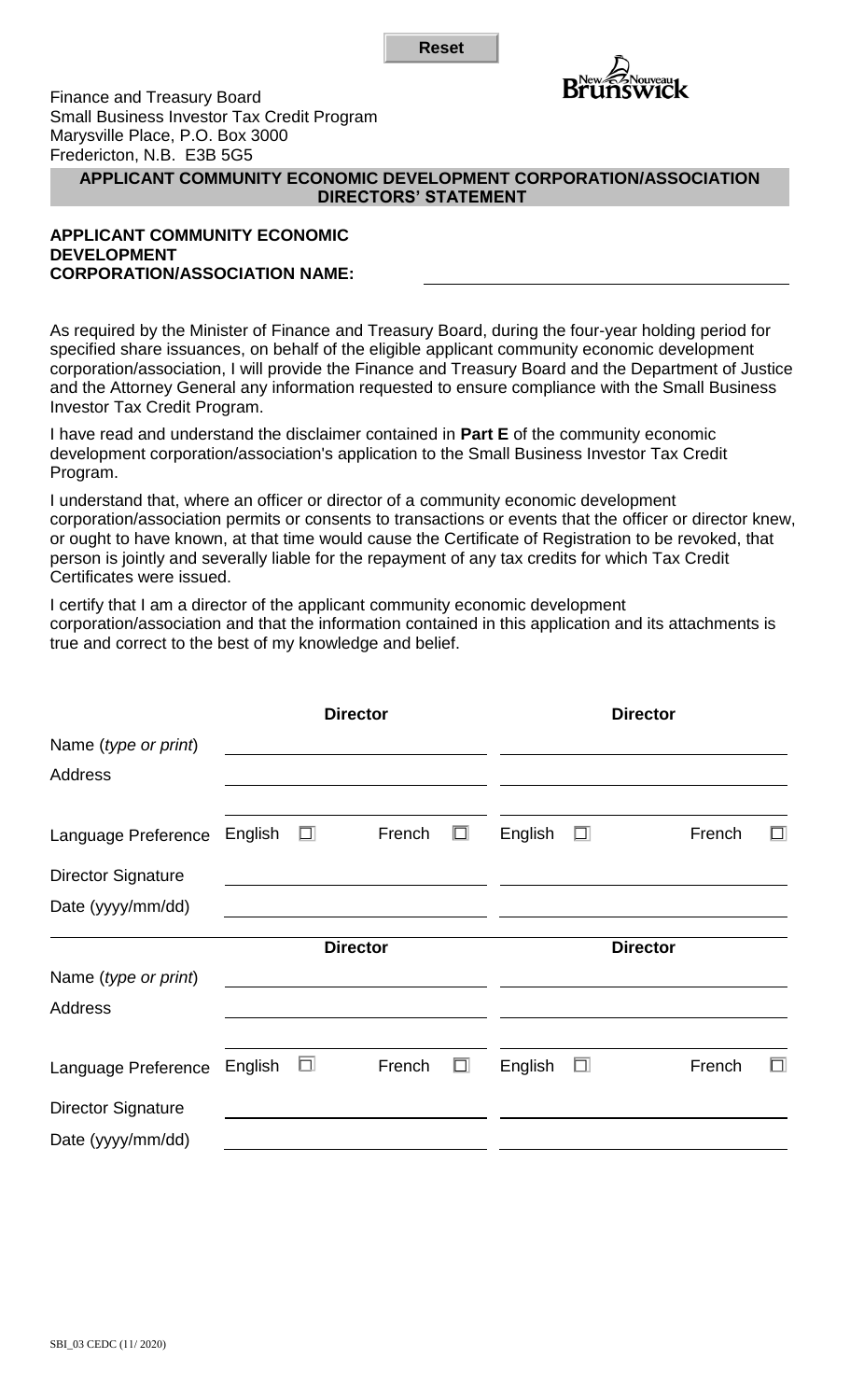Finance and Treasury Board
Small Business Investor Tax Credit Program
Marysville Place, P.O. Box 3000
Fredericton, N.B. E3B 5G5

## APPLICANT COMMUNITY ECONOMIC DEVELOPMENT CORPORATION/ASSOCIATION DIRECTORS' STATEMENT

**APPLICANT COMMUNITY ECONOMIC DEVELOPMENT CORPORATION/ASSOCIATION NAME:** ______________________________

As required by the Minister of Finance and Treasury Board, during the four-year holding period for specified share issuances, on behalf of the eligible applicant community economic development corporation/association, I will provide the Finance and Treasury Board and the Department of Justice and the Attorney General any information requested to ensure compliance with the Small Business Investor Tax Credit Program.

I have read and understand the disclaimer contained in **Part E** of the community economic development corporation/association's application to the Small Business Investor Tax Credit Program.

I understand that, where an officer or director of a community economic development corporation/association permits or consents to transactions or events that the officer or director knew, or ought to have known, at that time would cause the Certificate of Registration to be revoked, that person is jointly and severally liable for the repayment of any tax credits for which Tax Credit Certificates were issued.

I certify that I am a director of the applicant community economic development corporation/association and that the information contained in this application and its attachments is true and correct to the best of my knowledge and belief.

| | **Director** | **Director** |
|---|---|---|
| Name (*type or print*) | | |
| Address | | |
| Language Preference | English ☐ French ☐ | English ☐ French ☐ |
| Director Signature | | |
| Date (yyyy/mm/dd) | | |

| | **Director** | **Director** |
|---|---|---|
| Name (*type or print*) | | |
| Address | | |
| Language Preference | English ☐ French ☐ | English ☐ French ☐ |
| Director Signature | | |
| Date (yyyy/mm/dd) | | |

SBI_03 CEDC (11/ 2020)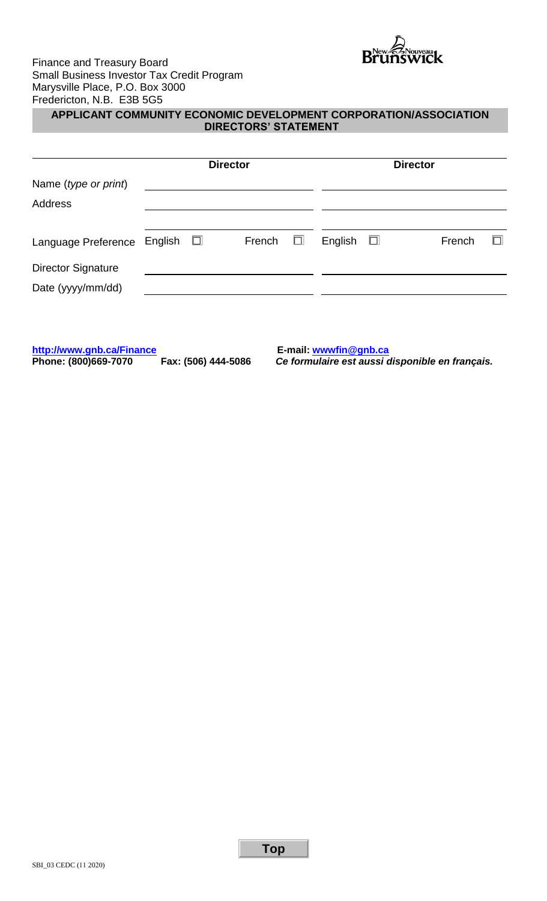Finance and Treasury Board
Small Business Investor Tax Credit Program
Marysville Place, P.O. Box 3000
Fredericton, N.B. E3B 5G5

## APPLICANT COMMUNITY ECONOMIC DEVELOPMENT CORPORATION/ASSOCIATION DIRECTORS' STATEMENT

| | Director | Director |
|---|---|---|
| Name (*type or print*) | | |
| Address | | |
| Language Preference | English ☐ French ☐ | English ☐ French ☐ |
| Director Signature | | |
| Date (yyyy/mm/dd) | | |

**http://www.gnb.ca/Finance** **E-mail: wwwfin@gnb.ca**
**Phone: (800)669-7070** **Fax: (506) 444-5086** ***Ce formulaire est aussi disponible en français.***

Top

SBI_03 CEDC (11 2020)